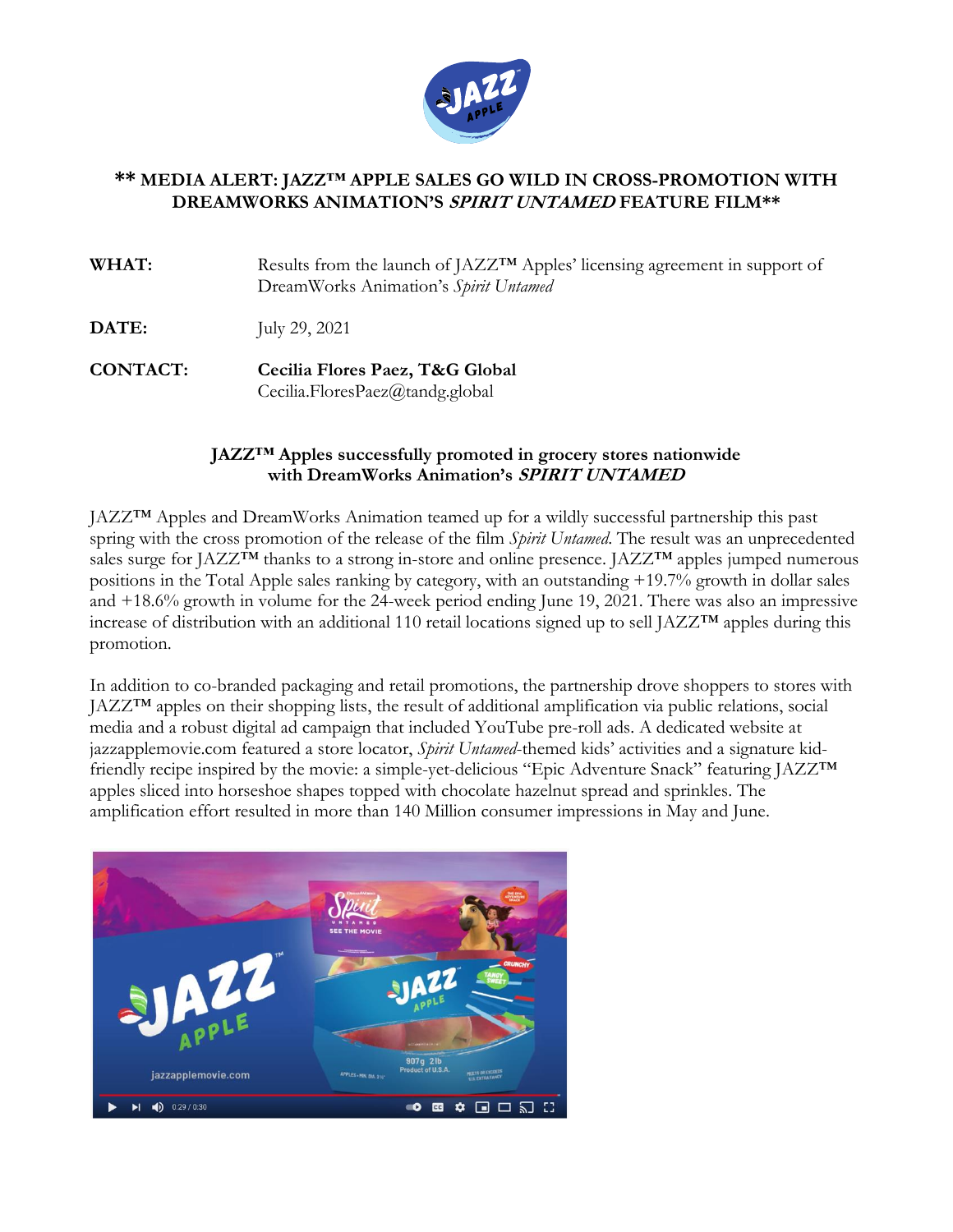**\*\* MEDIA ALERT: JAZZ™ APPLE SALES GO WILD IN CROSS-PROMOTION WITH DREAMWORKS ANIMATION'S *SPIRIT UNTAMED* FEATURE FILM\*\***

| | |
|---|---|
| **WHAT:** | Results from the launch of JAZZ™ Apples' licensing agreement in support of DreamWorks Animation's *Spirit Untamed* |
| **DATE:** | July 29, 2021 |
| **CONTACT:** | **Cecilia Flores Paez, T&G Global** Cecilia.FloresPaez@tandg.global |

**JAZZ™ Apples successfully promoted in grocery stores nationwide with DreamWorks Animation's *SPIRIT UNTAMED***

JAZZ™ Apples and DreamWorks Animation teamed up for a wildly successful partnership this past spring with the cross promotion of the release of the film *Spirit Untamed*. The result was an unprecedented sales surge for JAZZ™ thanks to a strong in-store and online presence. JAZZ™ apples jumped numerous positions in the Total Apple sales ranking by category, with an outstanding +19.7% growth in dollar sales and +18.6% growth in volume for the 24-week period ending June 19, 2021. There was also an impressive increase of distribution with an additional 110 retail locations signed up to sell JAZZ™ apples during this promotion.

In addition to co-branded packaging and retail promotions, the partnership drove shoppers to stores with JAZZ™ apples on their shopping lists, the result of additional amplification via public relations, social media and a robust digital ad campaign that included YouTube pre-roll ads. A dedicated website at jazzapplemovie.com featured a store locator, *Spirit Untamed*-themed kids' activities and a signature kid-friendly recipe inspired by the movie: a simple-yet-delicious "Epic Adventure Snack" featuring JAZZ™ apples sliced into horseshoe shapes topped with chocolate hazelnut spread and sprinkles. The amplification effort resulted in more than 140 Million consumer impressions in May and June.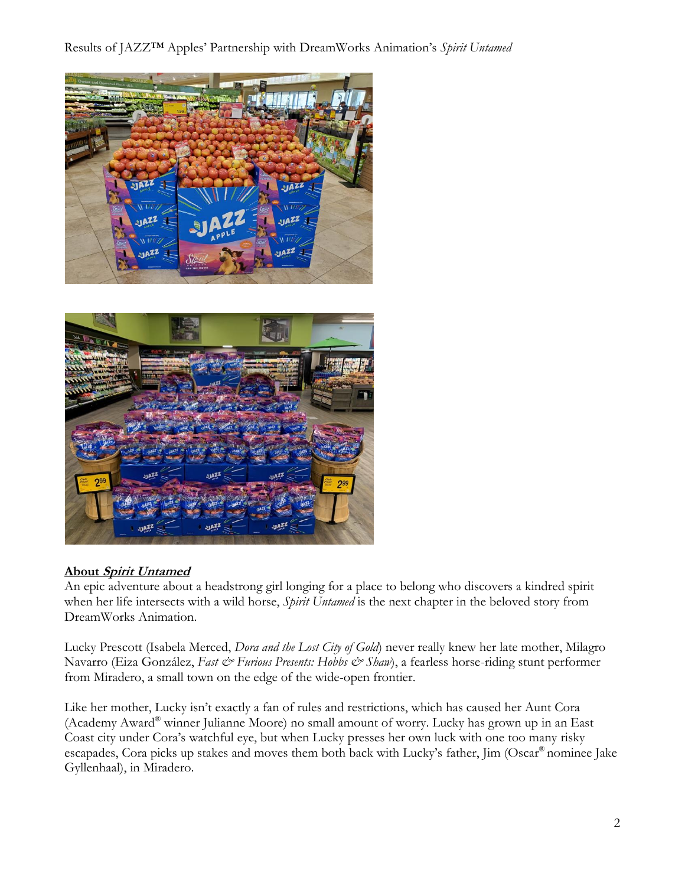## About *Spirit Untamed*

An epic adventure about a headstrong girl longing for a place to belong who discovers a kindred spirit when her life intersects with a wild horse, *Spirit Untamed* is the next chapter in the beloved story from DreamWorks Animation.

Lucky Prescott (Isabela Merced, *Dora and the Lost City of Gold*) never really knew her late mother, Milagro Navarro (Eiza González, *Fast & Furious Presents: Hobbs & Shaw*), a fearless horse-riding stunt performer from Miradero, a small town on the edge of the wide-open frontier.

Like her mother, Lucky isn't exactly a fan of rules and restrictions, which has caused her Aunt Cora (Academy Award® winner Julianne Moore) no small amount of worry. Lucky has grown up in an East Coast city under Cora's watchful eye, but when Lucky presses her own luck with one too many risky escapades, Cora picks up stakes and moves them both back with Lucky's father, Jim (Oscar® nominee Jake Gyllenhaal), in Miradero.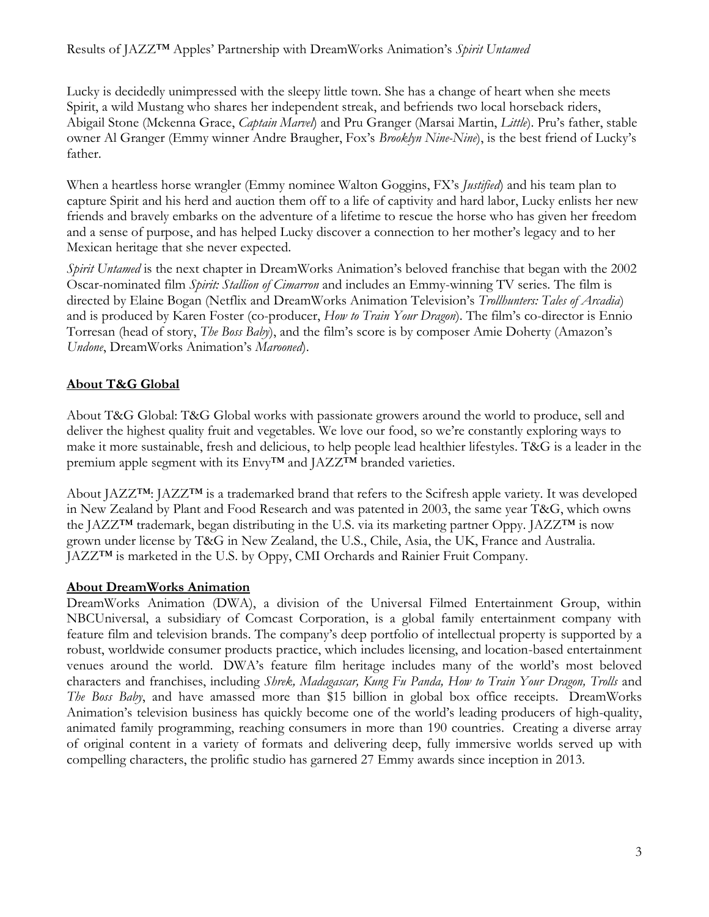Lucky is decidedly unimpressed with the sleepy little town. She has a change of heart when she meets Spirit, a wild Mustang who shares her independent streak, and befriends two local horseback riders, Abigail Stone (Mckenna Grace, *Captain Marvel*) and Pru Granger (Marsai Martin, *Little*). Pru's father, stable owner Al Granger (Emmy winner Andre Braugher, Fox's *Brooklyn Nine-Nine*), is the best friend of Lucky's father.

When a heartless horse wrangler (Emmy nominee Walton Goggins, FX's *Justified*) and his team plan to capture Spirit and his herd and auction them off to a life of captivity and hard labor, Lucky enlists her new friends and bravely embarks on the adventure of a lifetime to rescue the horse who has given her freedom and a sense of purpose, and has helped Lucky discover a connection to her mother's legacy and to her Mexican heritage that she never expected.

*Spirit Untamed* is the next chapter in DreamWorks Animation's beloved franchise that began with the 2002 Oscar-nominated film *Spirit: Stallion of Cimarron* and includes an Emmy-winning TV series. The film is directed by Elaine Bogan (Netflix and DreamWorks Animation Television's *Trollhunters: Tales of Arcadia*) and is produced by Karen Foster (co-producer, *How to Train Your Dragon*). The film's co-director is Ennio Torresan (head of story, *The Boss Baby*), and the film's score is by composer Amie Doherty (Amazon's *Undone*, DreamWorks Animation's *Marooned*).

## About T&G Global

About T&G Global: T&G Global works with passionate growers around the world to produce, sell and deliver the highest quality fruit and vegetables. We love our food, so we're constantly exploring ways to make it more sustainable, fresh and delicious, to help people lead healthier lifestyles. T&G is a leader in the premium apple segment with its Envy™ and JAZZ™ branded varieties.

About JAZZ™: JAZZ™ is a trademarked brand that refers to the Scifresh apple variety. It was developed in New Zealand by Plant and Food Research and was patented in 2003, the same year T&G, which owns the JAZZ™ trademark, began distributing in the U.S. via its marketing partner Oppy. JAZZ™ is now grown under license by T&G in New Zealand, the U.S., Chile, Asia, the UK, France and Australia. JAZZ™ is marketed in the U.S. by Oppy, CMI Orchards and Rainier Fruit Company.

## About DreamWorks Animation

DreamWorks Animation (DWA), a division of the Universal Filmed Entertainment Group, within NBCUniversal, a subsidiary of Comcast Corporation, is a global family entertainment company with feature film and television brands. The company's deep portfolio of intellectual property is supported by a robust, worldwide consumer products practice, which includes licensing, and location-based entertainment venues around the world. DWA's feature film heritage includes many of the world's most beloved characters and franchises, including *Shrek, Madagascar, Kung Fu Panda, How to Train Your Dragon, Trolls* and *The Boss Baby*, and have amassed more than $15 billion in global box office receipts. DreamWorks Animation's television business has quickly become one of the world's leading producers of high-quality, animated family programming, reaching consumers in more than 190 countries. Creating a diverse array of original content in a variety of formats and delivering deep, fully immersive worlds served up with compelling characters, the prolific studio has garnered 27 Emmy awards since inception in 2013.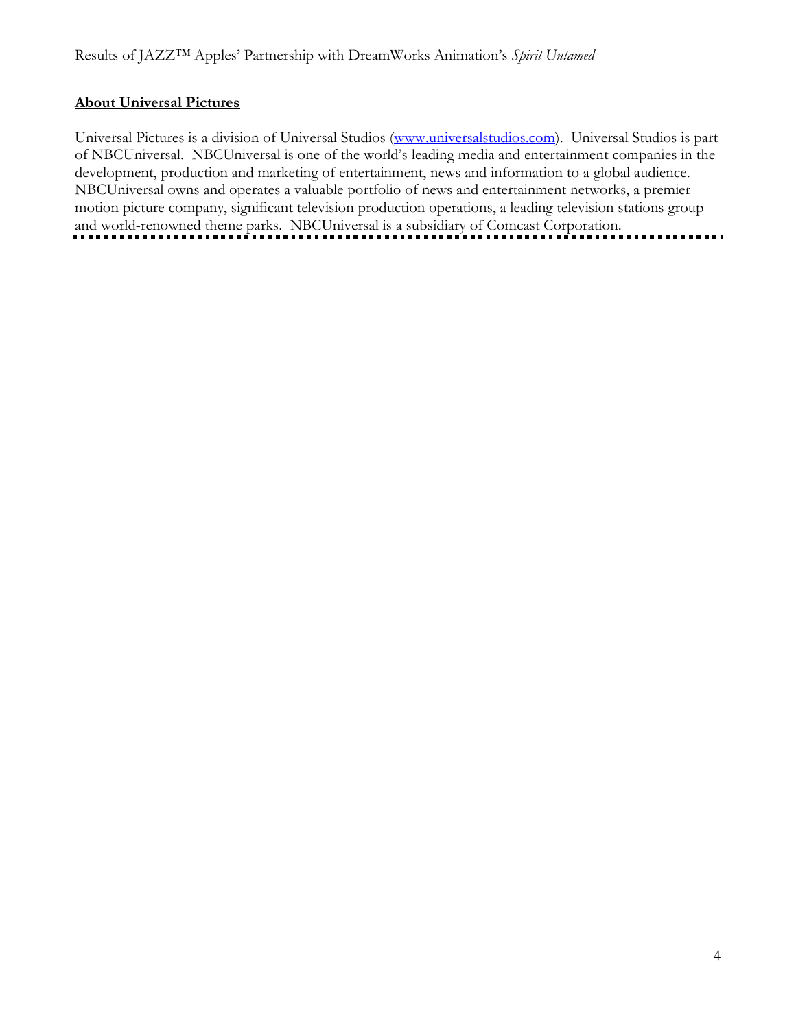## About Universal Pictures

Universal Pictures is a division of Universal Studios (www.universalstudios.com). Universal Studios is part of NBCUniversal. NBCUniversal is one of the world's leading media and entertainment companies in the development, production and marketing of entertainment, news and information to a global audience. NBCUniversal owns and operates a valuable portfolio of news and entertainment networks, a premier motion picture company, significant television production operations, a leading television stations group and world-renowned theme parks. NBCUniversal is a subsidiary of Comcast Corporation.